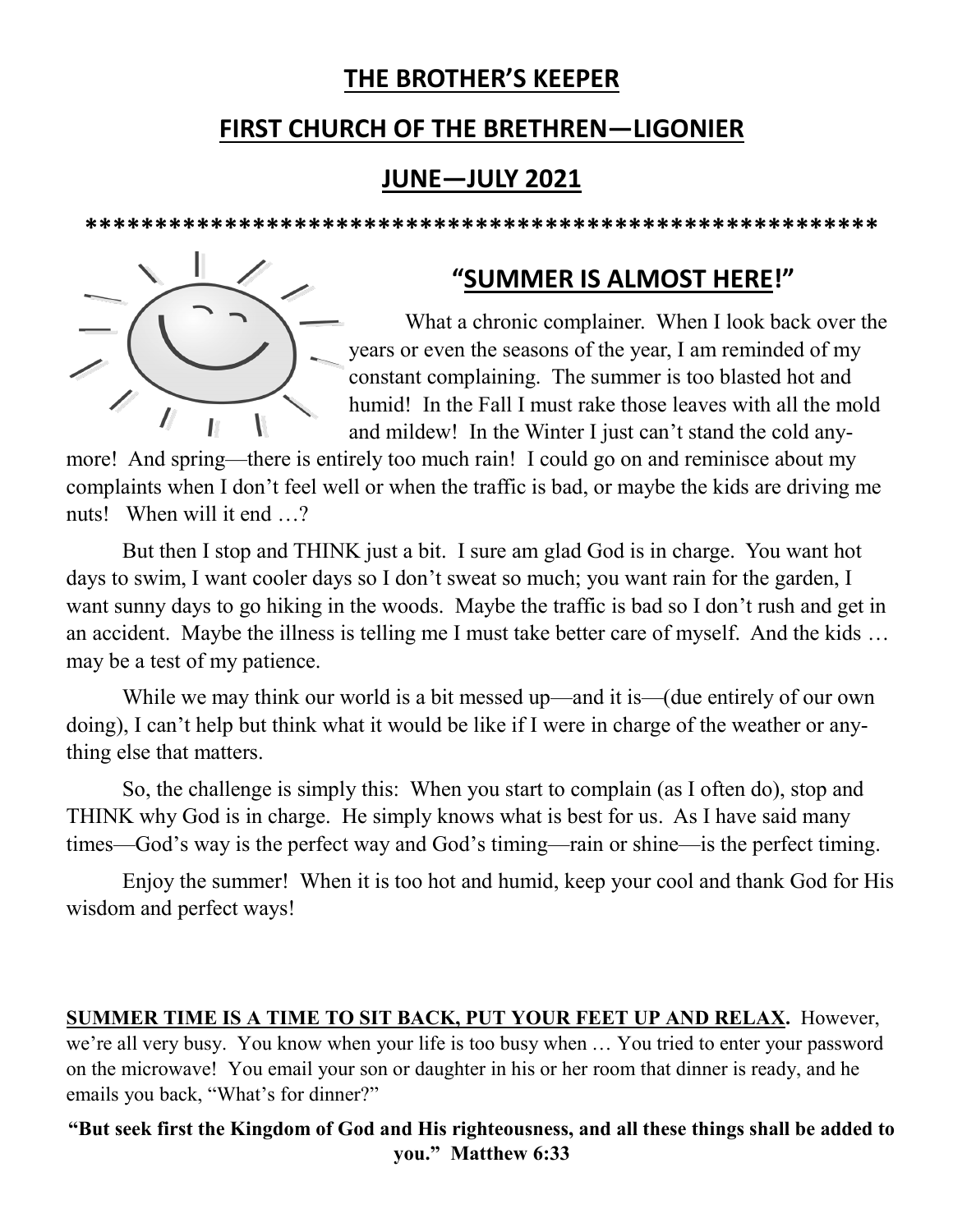# THE BROTHER'S KEEPER

## FIRST CHURCH OF THE BRETHREN—LIGONIER

## JUNE—JULY 2021

*********************************************************

### "SUMMER IS ALMOST HERE!"

What a chronic complainer. When I look back over the years or even the seasons of the year, I am reminded of my constant complaining. The summer is too blasted hot and humid! In the Fall I must rake those leaves with all the mold and mildew! In the Winter I just can't stand the cold anymore! And spring—there is entirely too much rain! I could go on and reminisce about my complaints when I don't feel well or when the traffic is bad, or maybe the kids are driving me nuts! When will it end …?

But then I stop and THINK just a bit. I sure am glad God is in charge. You want hot days to swim, I want cooler days so I don't sweat so much; you want rain for the garden, I want sunny days to go hiking in the woods. Maybe the traffic is bad so I don't rush and get in an accident. Maybe the illness is telling me I must take better care of myself. And the kids … may be a test of my patience.

While we may think our world is a bit messed up—and it is—(due entirely of our own doing), I can't help but think what it would be like if I were in charge of the weather or anything else that matters.

So, the challenge is simply this: When you start to complain (as I often do), stop and THINK why God is in charge. He simply knows what is best for us. As I have said many times—God's way is the perfect way and God's timing—rain or shine—is the perfect timing.

Enjoy the summer! When it is too hot and humid, keep your cool and thank God for His wisdom and perfect ways!

**SUMMER TIME IS A TIME TO SIT BACK, PUT YOUR FEET UP AND RELAX.** However, we're all very busy. You know when your life is too busy when … You tried to enter your password on the microwave! You email your son or daughter in his or her room that dinner is ready, and he emails you back, "What's for dinner?"

**"But seek first the Kingdom of God and His righteousness, and all these things shall be added to you." Matthew 6:33**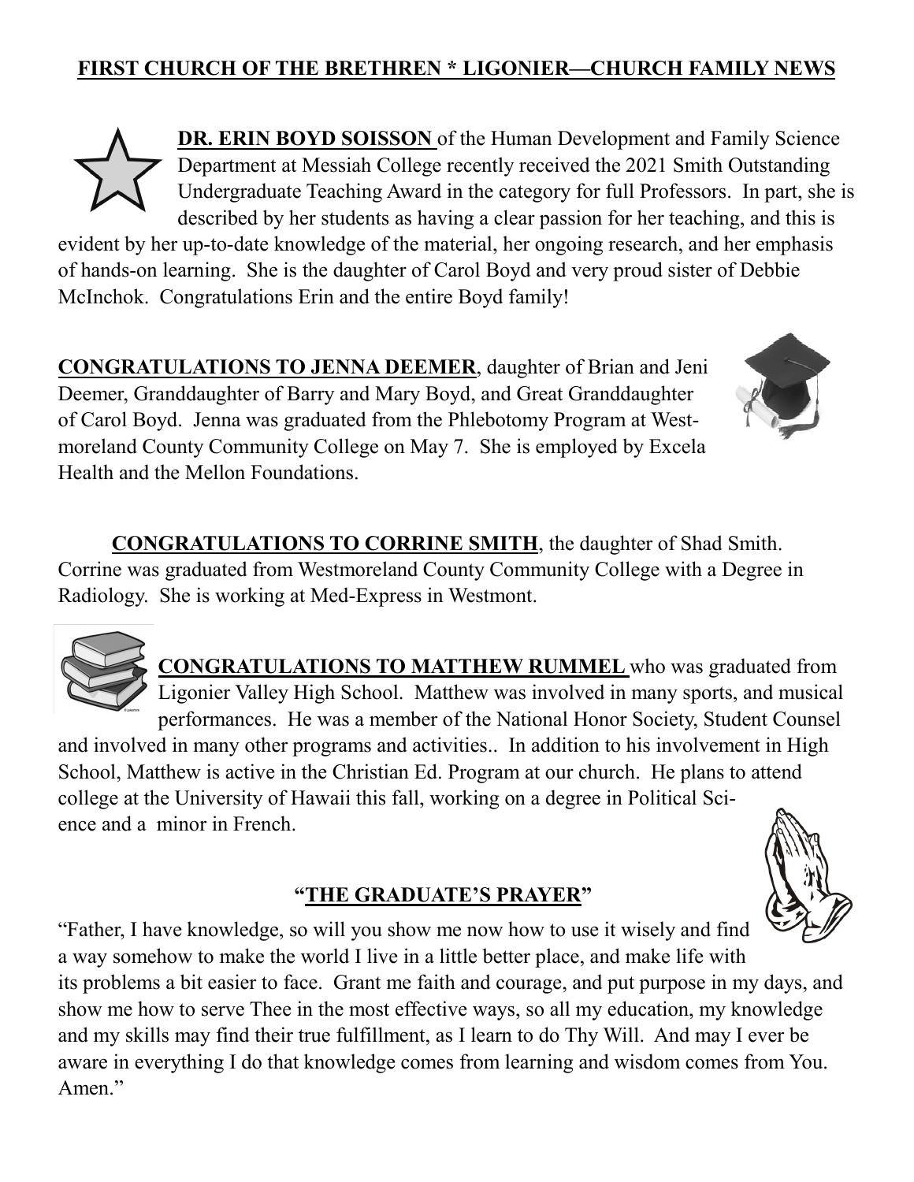# FIRST CHURCH OF THE BRETHREN * LIGONIER—CHURCH FAMILY NEWS

**DR. ERIN BOYD SOISSON** of the Human Development and Family Science Department at Messiah College recently received the 2021 Smith Outstanding Undergraduate Teaching Award in the category for full Professors. In part, she is described by her students as having a clear passion for her teaching, and this is evident by her up-to-date knowledge of the material, her ongoing research, and her emphasis of hands-on learning. She is the daughter of Carol Boyd and very proud sister of Debbie McInchok. Congratulations Erin and the entire Boyd family!

**CONGRATULATIONS TO JENNA DEEMER**, daughter of Brian and Jeni Deemer, Granddaughter of Barry and Mary Boyd, and Great Granddaughter of Carol Boyd. Jenna was graduated from the Phlebotomy Program at Westmoreland County Community College on May 7. She is employed by Excela Health and the Mellon Foundations.

**CONGRATULATIONS TO CORRINE SMITH**, the daughter of Shad Smith. Corrine was graduated from Westmoreland County Community College with a Degree in Radiology. She is working at Med-Express in Westmont.

**CONGRATULATIONS TO MATTHEW RUMMEL** who was graduated from Ligonier Valley High School. Matthew was involved in many sports, and musical performances. He was a member of the National Honor Society, Student Counsel and involved in many other programs and activities.. In addition to his involvement in High School, Matthew is active in the Christian Ed. Program at our church. He plans to attend college at the University of Hawaii this fall, working on a degree in Political Science and a minor in French.

## "THE GRADUATE'S PRAYER"

"Father, I have knowledge, so will you show me now how to use it wisely and find a way somehow to make the world I live in a little better place, and make life with its problems a bit easier to face. Grant me faith and courage, and put purpose in my days, and show me how to serve Thee in the most effective ways, so all my education, my knowledge and my skills may find their true fulfillment, as I learn to do Thy Will. And may I ever be aware in everything I do that knowledge comes from learning and wisdom comes from You. Amen."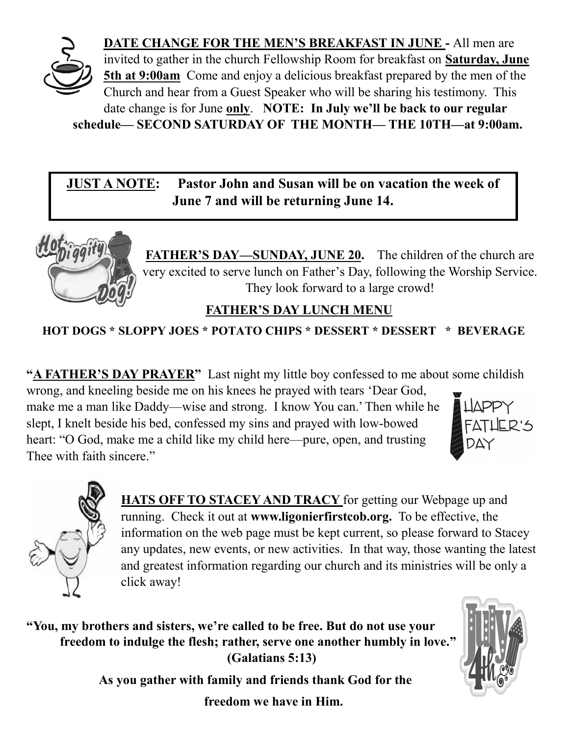**<u>DATE CHANGE FOR THE MEN'S BREAKFAST IN JUNE</u> -** All men are invited to gather in the church Fellowship Room for breakfast on **<u>Saturday, June 5th at 9:00am</u>** Come and enjoy a delicious breakfast prepared by the men of the Church and hear from a Guest Speaker who will be sharing his testimony. This date change is for June **<u>only</u>**. **NOTE: In July we'll be back to our regular schedule— SECOND SATURDAY OF THE MONTH— THE 10TH—at 9:00am.**

**<u>JUST A NOTE</u>: Pastor John and Susan will be on vacation the week of June 7 and will be returning June 14.**

**<u>FATHER'S DAY—SUNDAY, JUNE 20.</u>** The children of the church are very excited to serve lunch on Father's Day, following the Worship Service. They look forward to a large crowd!

**<u>FATHER'S DAY LUNCH MENU</u>**

**HOT DOGS * SLOPPY JOES * POTATO CHIPS * DESSERT * DESSERT * BEVERAGE**

**"<u>A FATHER'S DAY PRAYER</u>"** Last night my little boy confessed to me about some childish wrong, and kneeling beside me on his knees he prayed with tears 'Dear God, make me a man like Daddy—wise and strong. I know You can.' Then while he slept, I knelt beside his bed, confessed my sins and prayed with low-bowed heart: "O God, make me a child like my child here—pure, open, and trusting Thee with faith sincere."

**<u>HATS OFF TO STACEY AND TRACY</u>** for getting our Webpage up and running. Check it out at **www.ligonierfirstcob.org.** To be effective, the information on the web page must be kept current, so please forward to Stacey any updates, new events, or new activities. In that way, those wanting the latest and greatest information regarding our church and its ministries will be only a click away!

**"You, my brothers and sisters, we're called to be free. But do not use your freedom to indulge the flesh; rather, serve one another humbly in love." (Galatians 5:13)**

**As you gather with family and friends thank God for the freedom we have in Him.**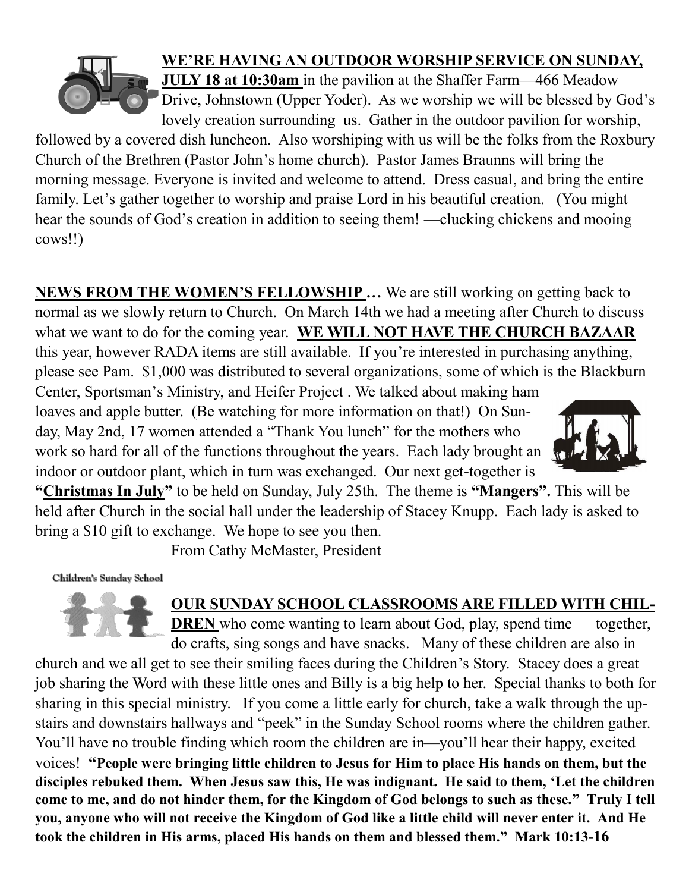**<u>WE'RE HAVING AN OUTDOOR WORSHIP SERVICE ON SUNDAY, JULY 18 at 10:30am</u>** in the pavilion at the Shaffer Farm—466 Meadow Drive, Johnstown (Upper Yoder). As we worship we will be blessed by God's lovely creation surrounding us. Gather in the outdoor pavilion for worship, followed by a covered dish luncheon. Also worshiping with us will be the folks from the Roxbury Church of the Brethren (Pastor John's home church). Pastor James Braunns will bring the morning message. Everyone is invited and welcome to attend. Dress casual, and bring the entire family. Let's gather together to worship and praise Lord in his beautiful creation. (You might hear the sounds of God's creation in addition to seeing them! —clucking chickens and mooing cows!!)

**<u>NEWS FROM THE WOMEN'S FELLOWSHIP</u> …** We are still working on getting back to normal as we slowly return to Church. On March 14th we had a meeting after Church to discuss what we want to do for the coming year. **<u>WE WILL NOT HAVE THE CHURCH BAZAAR</u>** this year, however RADA items are still available. If you're interested in purchasing anything, please see Pam. $1,000 was distributed to several organizations, some of which is the Blackburn Center, Sportsman's Ministry, and Heifer Project . We talked about making ham loaves and apple butter. (Be watching for more information on that!) On Sunday, May 2nd, 17 women attended a "Thank You lunch" for the mothers who work so hard for all of the functions throughout the years. Each lady brought an indoor or outdoor plant, which in turn was exchanged. Our next get-together is **"<u>Christmas In July</u>"** to be held on Sunday, July 25th. The theme is **"Mangers".** This will be held after Church in the social hall under the leadership of Stacey Knupp. Each lady is asked to bring a $10 gift to exchange. We hope to see you then.

From Cathy McMaster, President

Children's Sunday School

**<u>OUR SUNDAY SCHOOL CLASSROOMS ARE FILLED WITH CHILDREN</u>** who come wanting to learn about God, play, spend time together, do crafts, sing songs and have snacks. Many of these children are also in church and we all get to see their smiling faces during the Children's Story. Stacey does a great job sharing the Word with these little ones and Billy is a big help to her. Special thanks to both for sharing in this special ministry. If you come a little early for church, take a walk through the upstairs and downstairs hallways and "peek" in the Sunday School rooms where the children gather. You'll have no trouble finding which room the children are in—you'll hear their happy, excited voices! **"People were bringing little children to Jesus for Him to place His hands on them, but the disciples rebuked them. When Jesus saw this, He was indignant. He said to them, 'Let the children come to me, and do not hinder them, for the Kingdom of God belongs to such as these." Truly I tell you, anyone who will not receive the Kingdom of God like a little child will never enter it. And He took the children in His arms, placed His hands on them and blessed them." Mark 10:13-16**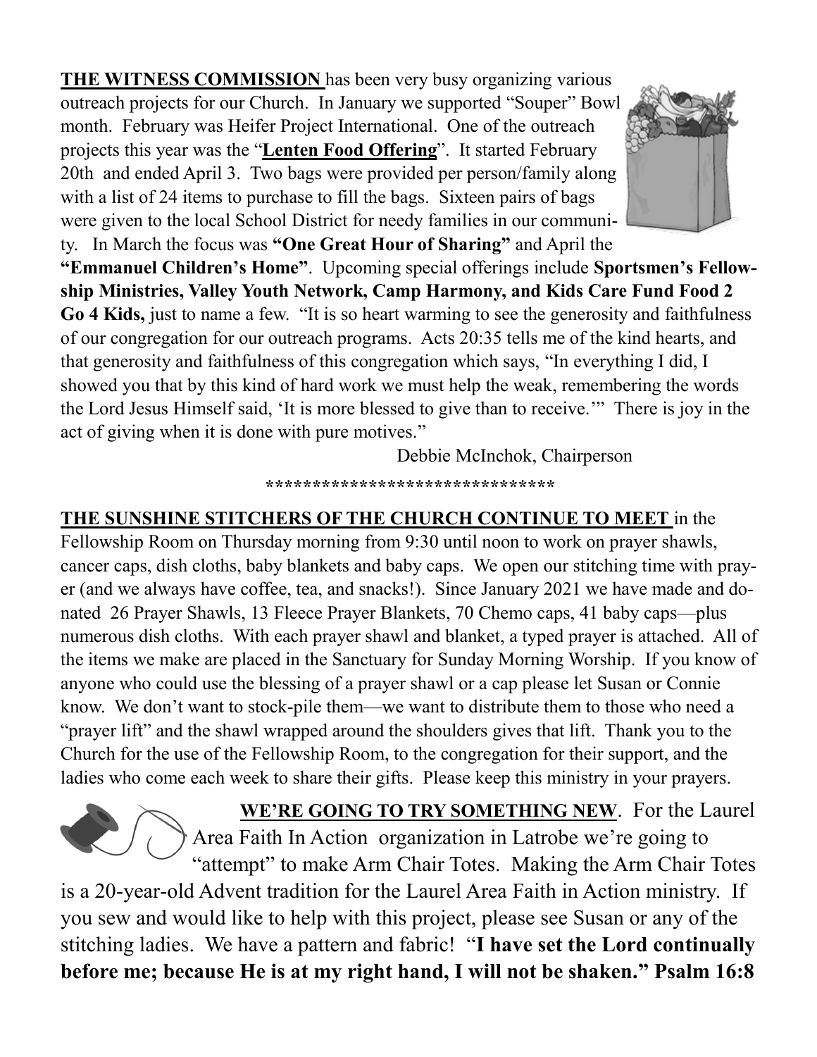**THE WITNESS COMMISSION** has been very busy organizing various outreach projects for our Church. In January we supported "Souper" Bowl month. February was Heifer Project International. One of the outreach projects this year was the "**Lenten Food Offering**". It started February 20th and ended April 3. Two bags were provided per person/family along with a list of 24 items to purchase to fill the bags. Sixteen pairs of bags were given to the local School District for needy families in our community. In March the focus was **"One Great Hour of Sharing"** and April the **"Emmanuel Children's Home"**. Upcoming special offerings include **Sportsmen's Fellowship Ministries, Valley Youth Network, Camp Harmony, and Kids Care Fund Food 2 Go 4 Kids,** just to name a few. "It is so heart warming to see the generosity and faithfulness of our congregation for our outreach programs. Acts 20:35 tells me of the kind hearts, and that generosity and faithfulness of this congregation which says, "In everything I did, I showed you that by this kind of hard work we must help the weak, remembering the words the Lord Jesus Himself said, 'It is more blessed to give than to receive.'" There is joy in the act of giving when it is done with pure motives."

Debbie McInchok, Chairperson

*******************************

**THE SUNSHINE STITCHERS OF THE CHURCH CONTINUE TO MEET** in the Fellowship Room on Thursday morning from 9:30 until noon to work on prayer shawls, cancer caps, dish cloths, baby blankets and baby caps. We open our stitching time with prayer (and we always have coffee, tea, and snacks!). Since January 2021 we have made and donated 26 Prayer Shawls, 13 Fleece Prayer Blankets, 70 Chemo caps, 41 baby caps—plus numerous dish cloths. With each prayer shawl and blanket, a typed prayer is attached. All of the items we make are placed in the Sanctuary for Sunday Morning Worship. If you know of anyone who could use the blessing of a prayer shawl or a cap please let Susan or Connie know. We don't want to stock-pile them—we want to distribute them to those who need a "prayer lift" and the shawl wrapped around the shoulders gives that lift. Thank you to the Church for the use of the Fellowship Room, to the congregation for their support, and the ladies who come each week to share their gifts. Please keep this ministry in your prayers.

**WE'RE GOING TO TRY SOMETHING NEW**. For the Laurel Area Faith In Action organization in Latrobe we're going to "attempt" to make Arm Chair Totes. Making the Arm Chair Totes is a 20-year-old Advent tradition for the Laurel Area Faith in Action ministry. If you sew and would like to help with this project, please see Susan or any of the stitching ladies. We have a pattern and fabric! "**I have set the Lord continually before me; because He is at my right hand, I will not be shaken." Psalm 16:8**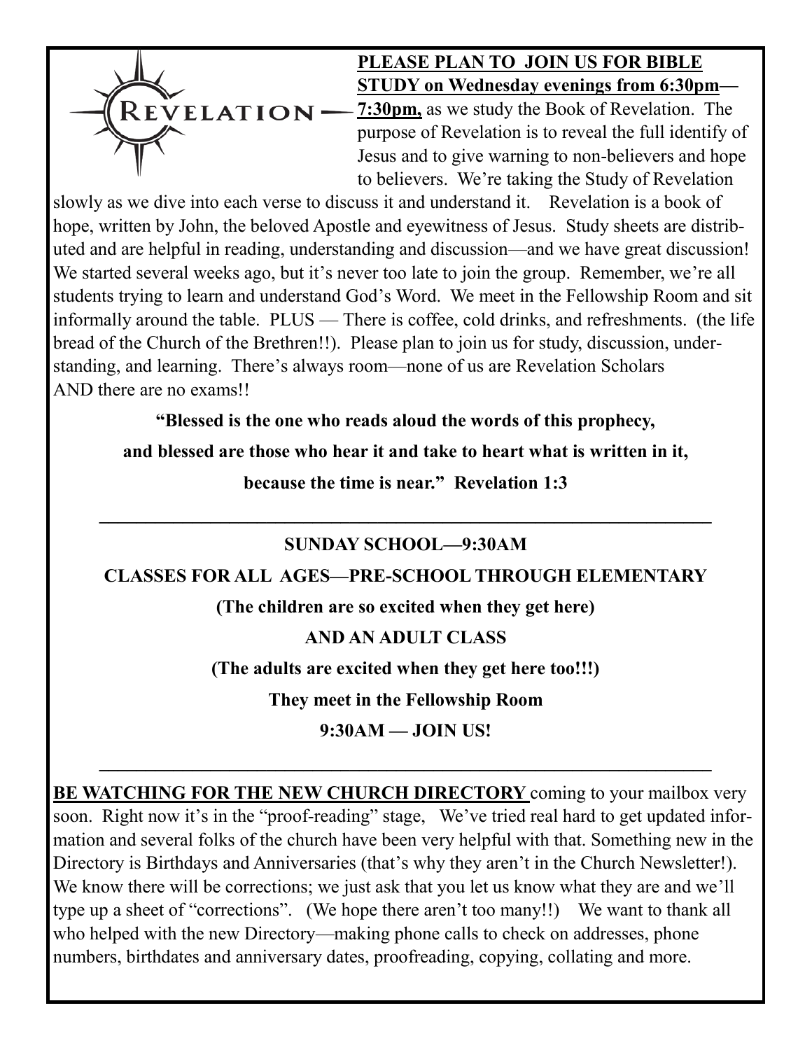REVELATION

**PLEASE PLAN TO JOIN US FOR BIBLE STUDY on Wednesday evenings from 6:30pm—7:30pm,** as we study the Book of Revelation. The purpose of Revelation is to reveal the full identify of Jesus and to give warning to non-believers and hope to believers. We're taking the Study of Revelation slowly as we dive into each verse to discuss it and understand it. Revelation is a book of hope, written by John, the beloved Apostle and eyewitness of Jesus. Study sheets are distributed and are helpful in reading, understanding and discussion—and we have great discussion! We started several weeks ago, but it's never too late to join the group. Remember, we're all students trying to learn and understand God's Word. We meet in the Fellowship Room and sit informally around the table. PLUS — There is coffee, cold drinks, and refreshments. (the life bread of the Church of the Brethren!!). Please plan to join us for study, discussion, understanding, and learning. There's always room—none of us are Revelation Scholars AND there are no exams!!

**"Blessed is the one who reads aloud the words of this prophecy,**

**and blessed are those who hear it and take to heart what is written in it,**

**because the time is near." Revelation 1:3**

---

**SUNDAY SCHOOL—9:30AM**

**CLASSES FOR ALL AGES—PRE-SCHOOL THROUGH ELEMENTARY**

**(The children are so excited when they get here)**

**AND AN ADULT CLASS**

**(The adults are excited when they get here too!!!)**

**They meet in the Fellowship Room**

**9:30AM — JOIN US!**

---

**BE WATCHING FOR THE NEW CHURCH DIRECTORY** coming to your mailbox very soon. Right now it's in the "proof-reading" stage, We've tried real hard to get updated information and several folks of the church have been very helpful with that. Something new in the Directory is Birthdays and Anniversaries (that's why they aren't in the Church Newsletter!). We know there will be corrections; we just ask that you let us know what they are and we'll type up a sheet of "corrections". (We hope there aren't too many!!) We want to thank all who helped with the new Directory—making phone calls to check on addresses, phone numbers, birthdates and anniversary dates, proofreading, copying, collating and more.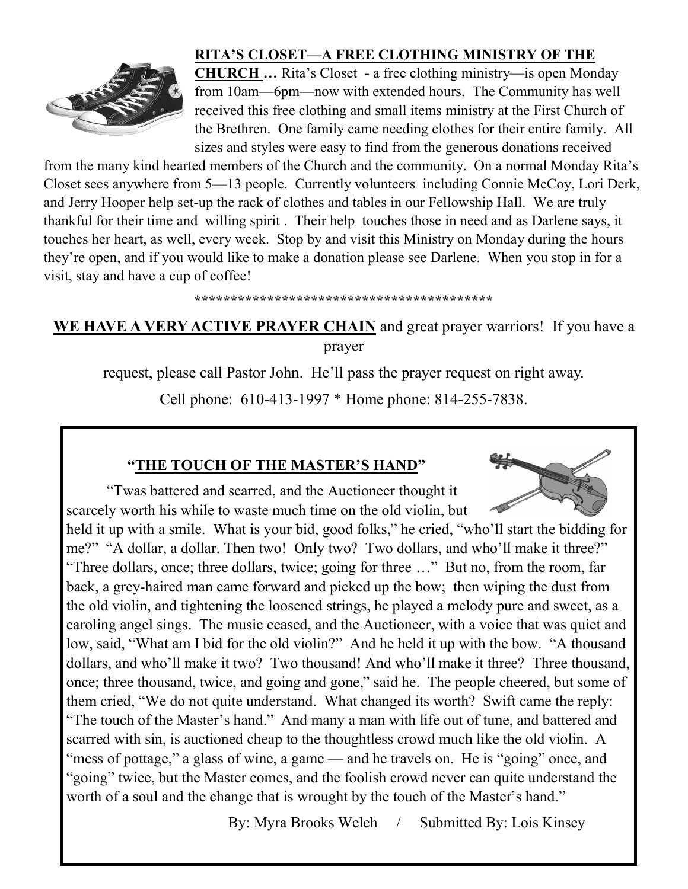**RITA'S CLOSET—A FREE CLOTHING MINISTRY OF THE CHURCH …** Rita's Closet - a free clothing ministry—is open Monday from 10am—6pm—now with extended hours. The Community has well received this free clothing and small items ministry at the First Church of the Brethren. One family came needing clothes for their entire family. All sizes and styles were easy to find from the generous donations received from the many kind hearted members of the Church and the community. On a normal Monday Rita's Closet sees anywhere from 5—13 people. Currently volunteers including Connie McCoy, Lori Derk, and Jerry Hooper help set-up the rack of clothes and tables in our Fellowship Hall. We are truly thankful for their time and willing spirit . Their help touches those in need and as Darlene says, it touches her heart, as well, every week. Stop by and visit this Ministry on Monday during the hours they're open, and if you would like to make a donation please see Darlene. When you stop in for a visit, stay and have a cup of coffee!

*******************************************

**WE HAVE A VERY ACTIVE PRAYER CHAIN** and great prayer warriors! If you have a prayer request, please call Pastor John. He'll pass the prayer request on right away.

Cell phone: 610-413-1997 * Home phone: 814-255-7838.

## "THE TOUCH OF THE MASTER'S HAND"

"Twas battered and scarred, and the Auctioneer thought it scarcely worth his while to waste much time on the old violin, but held it up with a smile. What is your bid, good folks," he cried, "who'll start the bidding for me?" "A dollar, a dollar. Then two! Only two? Two dollars, and who'll make it three?" "Three dollars, once; three dollars, twice; going for three …" But no, from the room, far back, a grey-haired man came forward and picked up the bow; then wiping the dust from the old violin, and tightening the loosened strings, he played a melody pure and sweet, as a caroling angel sings. The music ceased, and the Auctioneer, with a voice that was quiet and low, said, "What am I bid for the old violin?" And he held it up with the bow. "A thousand dollars, and who'll make it two? Two thousand! And who'll make it three? Three thousand, once; three thousand, twice, and going and gone," said he. The people cheered, but some of them cried, "We do not quite understand. What changed its worth? Swift came the reply: "The touch of the Master's hand." And many a man with life out of tune, and battered and scarred with sin, is auctioned cheap to the thoughtless crowd much like the old violin. A "mess of pottage," a glass of wine, a game — and he travels on. He is "going" once, and "going" twice, but the Master comes, and the foolish crowd never can quite understand the worth of a soul and the change that is wrought by the touch of the Master's hand."

By: Myra Brooks Welch / Submitted By: Lois Kinsey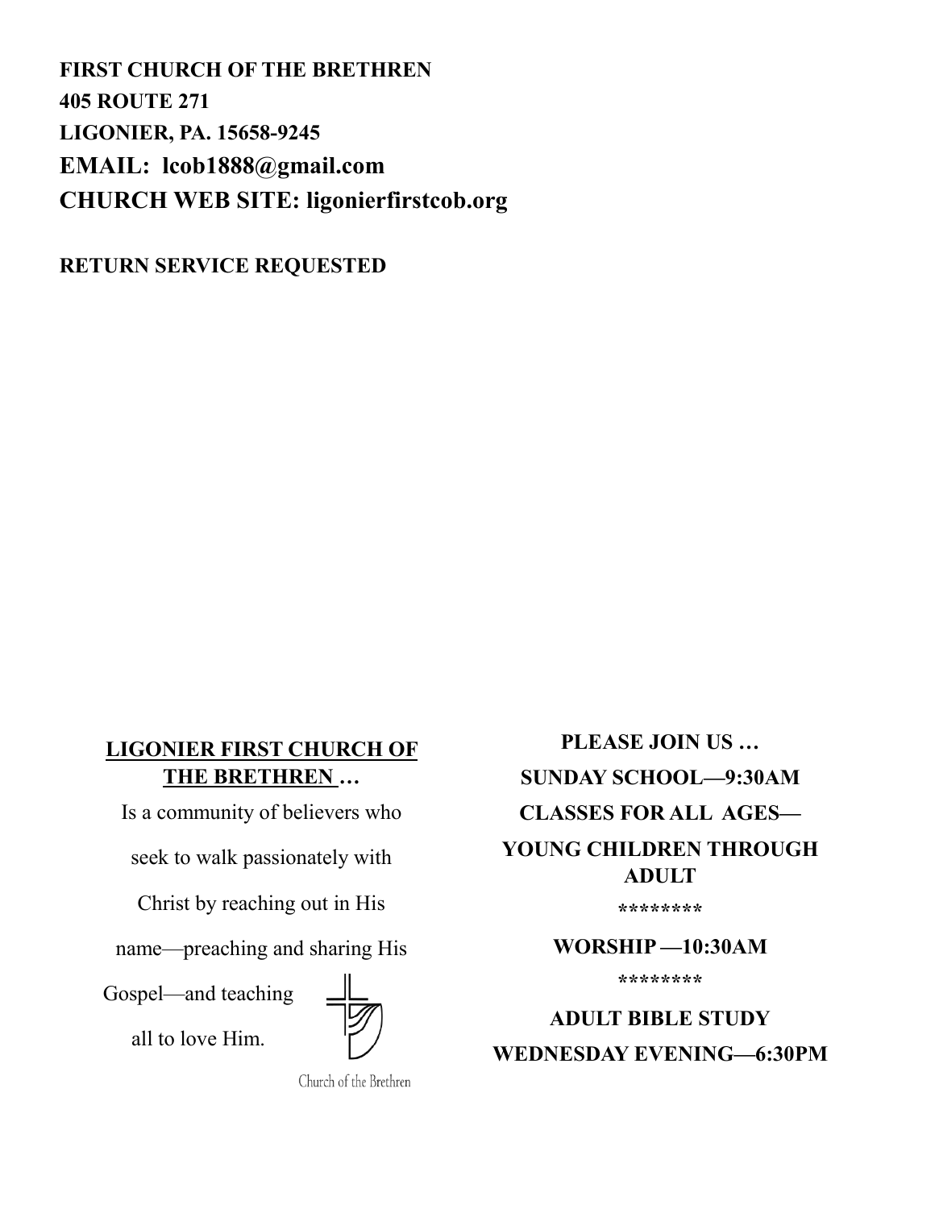**FIRST CHURCH OF THE BRETHREN**
**405 ROUTE 271**
**LIGONIER, PA. 15658-9245**
**EMAIL: lcob1888@gmail.com**
**CHURCH WEB SITE: ligonierfirstcob.org**

**RETURN SERVICE REQUESTED**

**LIGONIER FIRST CHURCH OF THE BRETHREN …**

Is a community of believers who seek to walk passionately with Christ by reaching out in His name—preaching and sharing His Gospel—and teaching all to love Him.

Church of the Brethren

**PLEASE JOIN US …**

**SUNDAY SCHOOL—9:30AM**

**CLASSES FOR ALL AGES—**

**YOUNG CHILDREN THROUGH ADULT**

********

**WORSHIP —10:30AM**

********

**ADULT BIBLE STUDY**

**WEDNESDAY EVENING—6:30PM**